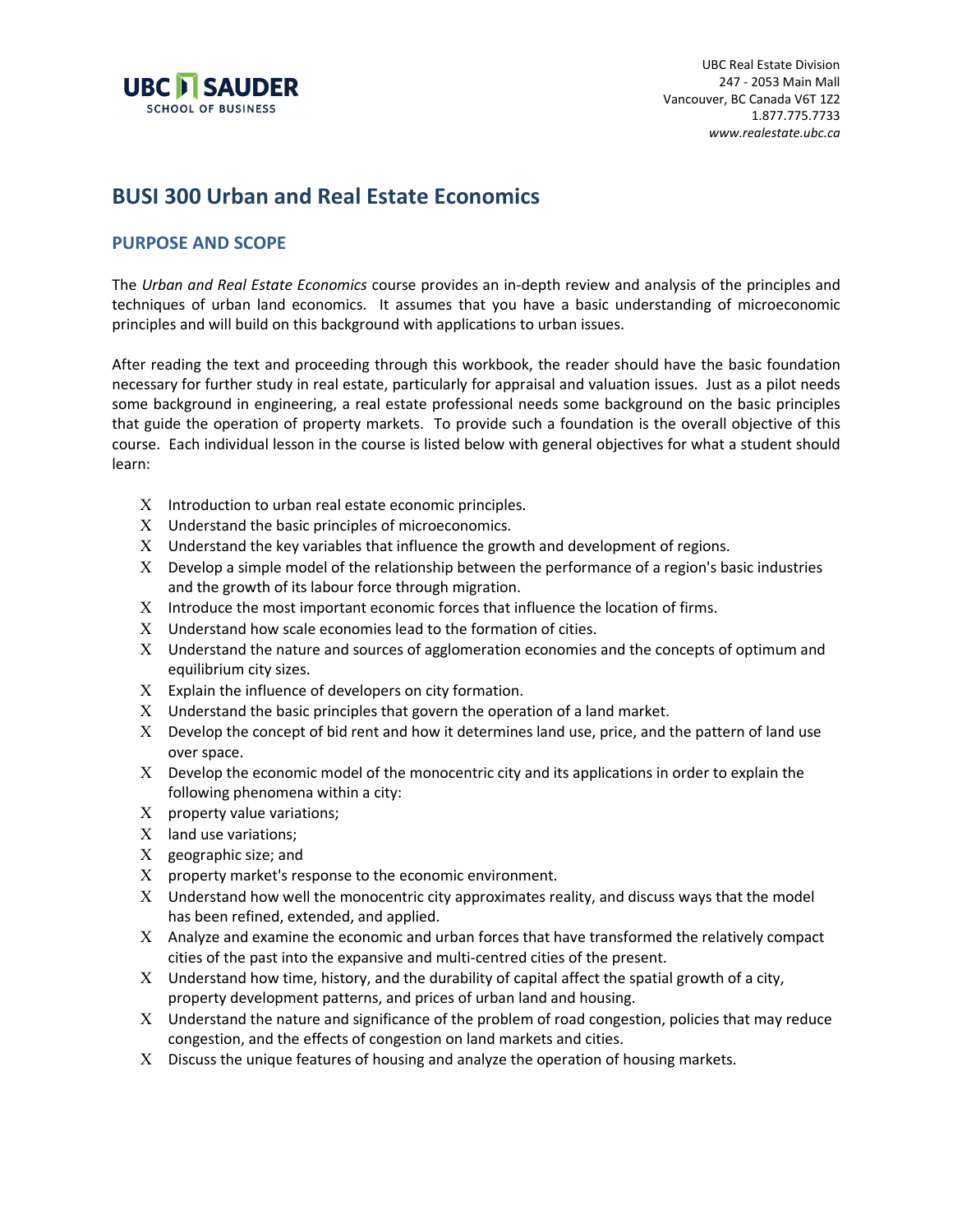UBC Real Estate Division
247 - 2053 Main Mall
Vancouver, BC Canada V6T 1Z2
1.877.775.7733
*www.realestate.ubc.ca*

# BUSI 300 Urban and Real Estate Economics

## PURPOSE AND SCOPE

The *Urban and Real Estate Economics* course provides an in-depth review and analysis of the principles and techniques of urban land economics. It assumes that you have a basic understanding of microeconomic principles and will build on this background with applications to urban issues.

After reading the text and proceeding through this workbook, the reader should have the basic foundation necessary for further study in real estate, particularly for appraisal and valuation issues. Just as a pilot needs some background in engineering, a real estate professional needs some background on the basic principles that guide the operation of property markets. To provide such a foundation is the overall objective of this course. Each individual lesson in the course is listed below with general objectives for what a student should learn:

- Introduction to urban real estate economic principles.
- Understand the basic principles of microeconomics.
- Understand the key variables that influence the growth and development of regions.
- Develop a simple model of the relationship between the performance of a region's basic industries and the growth of its labour force through migration.
- Introduce the most important economic forces that influence the location of firms.
- Understand how scale economies lead to the formation of cities.
- Understand the nature and sources of agglomeration economies and the concepts of optimum and equilibrium city sizes.
- Explain the influence of developers on city formation.
- Understand the basic principles that govern the operation of a land market.
- Develop the concept of bid rent and how it determines land use, price, and the pattern of land use over space.
- Develop the economic model of the monocentric city and its applications in order to explain the following phenomena within a city:
- property value variations;
- land use variations;
- geographic size; and
- property market's response to the economic environment.
- Understand how well the monocentric city approximates reality, and discuss ways that the model has been refined, extended, and applied.
- Analyze and examine the economic and urban forces that have transformed the relatively compact cities of the past into the expansive and multi-centred cities of the present.
- Understand how time, history, and the durability of capital affect the spatial growth of a city, property development patterns, and prices of urban land and housing.
- Understand the nature and significance of the problem of road congestion, policies that may reduce congestion, and the effects of congestion on land markets and cities.
- Discuss the unique features of housing and analyze the operation of housing markets.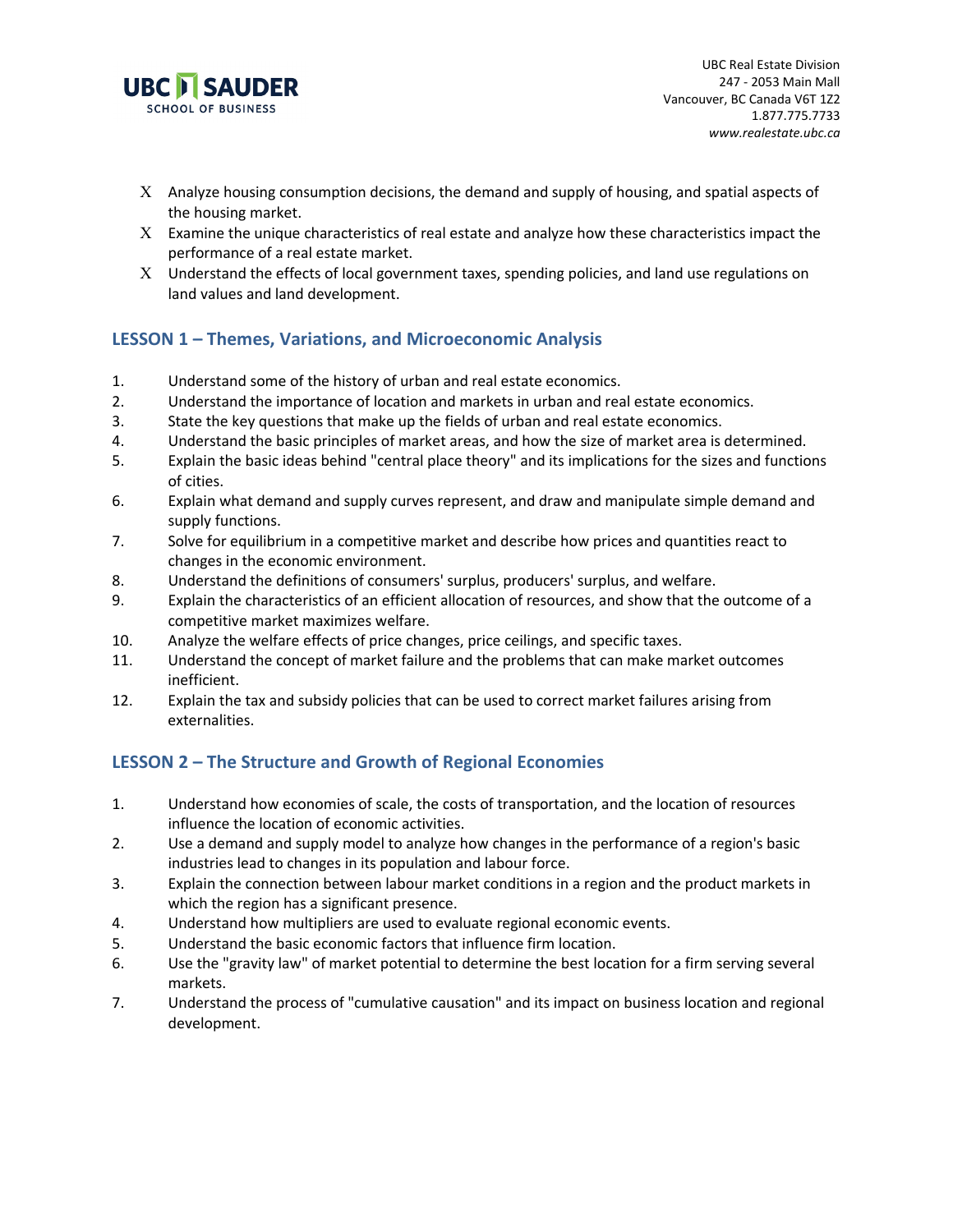- Analyze housing consumption decisions, the demand and supply of housing, and spatial aspects of the housing market.
- Examine the unique characteristics of real estate and analyze how these characteristics impact the performance of a real estate market.
- Understand the effects of local government taxes, spending policies, and land use regulations on land values and land development.

## LESSON 1 – Themes, Variations, and Microeconomic Analysis

1. Understand some of the history of urban and real estate economics.
2. Understand the importance of location and markets in urban and real estate economics.
3. State the key questions that make up the fields of urban and real estate economics.
4. Understand the basic principles of market areas, and how the size of market area is determined.
5. Explain the basic ideas behind "central place theory" and its implications for the sizes and functions of cities.
6. Explain what demand and supply curves represent, and draw and manipulate simple demand and supply functions.
7. Solve for equilibrium in a competitive market and describe how prices and quantities react to changes in the economic environment.
8. Understand the definitions of consumers' surplus, producers' surplus, and welfare.
9. Explain the characteristics of an efficient allocation of resources, and show that the outcome of a competitive market maximizes welfare.
10. Analyze the welfare effects of price changes, price ceilings, and specific taxes.
11. Understand the concept of market failure and the problems that can make market outcomes inefficient.
12. Explain the tax and subsidy policies that can be used to correct market failures arising from externalities.

## LESSON 2 – The Structure and Growth of Regional Economies

1. Understand how economies of scale, the costs of transportation, and the location of resources influence the location of economic activities.
2. Use a demand and supply model to analyze how changes in the performance of a region's basic industries lead to changes in its population and labour force.
3. Explain the connection between labour market conditions in a region and the product markets in which the region has a significant presence.
4. Understand how multipliers are used to evaluate regional economic events.
5. Understand the basic economic factors that influence firm location.
6. Use the "gravity law" of market potential to determine the best location for a firm serving several markets.
7. Understand the process of "cumulative causation" and its impact on business location and regional development.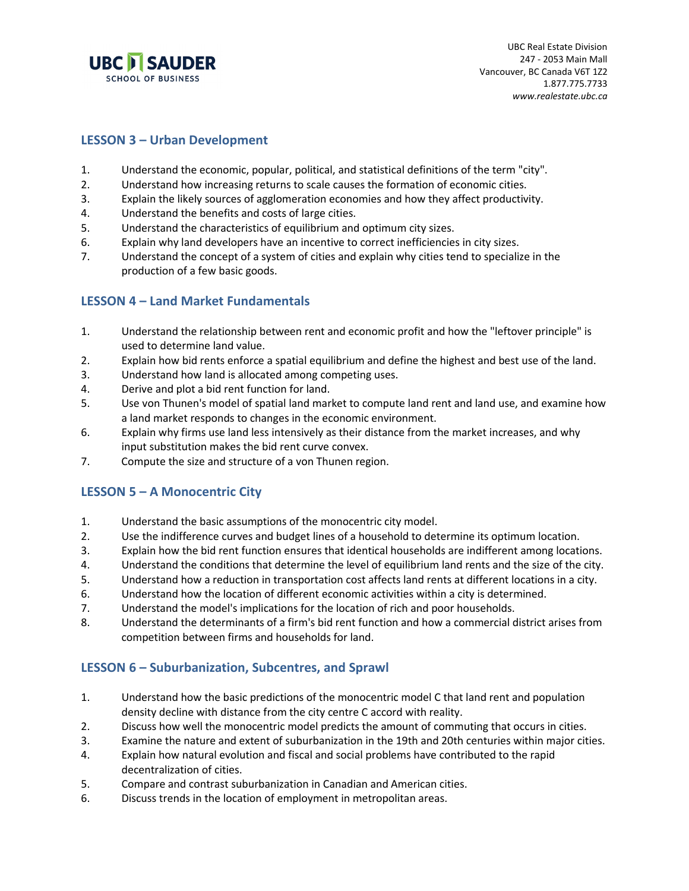## LESSON 3 – Urban Development

1. Understand the economic, popular, political, and statistical definitions of the term "city".
2. Understand how increasing returns to scale causes the formation of economic cities.
3. Explain the likely sources of agglomeration economies and how they affect productivity.
4. Understand the benefits and costs of large cities.
5. Understand the characteristics of equilibrium and optimum city sizes.
6. Explain why land developers have an incentive to correct inefficiencies in city sizes.
7. Understand the concept of a system of cities and explain why cities tend to specialize in the production of a few basic goods.

## LESSON 4 – Land Market Fundamentals

1. Understand the relationship between rent and economic profit and how the "leftover principle" is used to determine land value.
2. Explain how bid rents enforce a spatial equilibrium and define the highest and best use of the land.
3. Understand how land is allocated among competing uses.
4. Derive and plot a bid rent function for land.
5. Use von Thunen's model of spatial land market to compute land rent and land use, and examine how a land market responds to changes in the economic environment.
6. Explain why firms use land less intensively as their distance from the market increases, and why input substitution makes the bid rent curve convex.
7. Compute the size and structure of a von Thunen region.

## LESSON 5 – A Monocentric City

1. Understand the basic assumptions of the monocentric city model.
2. Use the indifference curves and budget lines of a household to determine its optimum location.
3. Explain how the bid rent function ensures that identical households are indifferent among locations.
4. Understand the conditions that determine the level of equilibrium land rents and the size of the city.
5. Understand how a reduction in transportation cost affects land rents at different locations in a city.
6. Understand how the location of different economic activities within a city is determined.
7. Understand the model's implications for the location of rich and poor households.
8. Understand the determinants of a firm's bid rent function and how a commercial district arises from competition between firms and households for land.

## LESSON 6 – Suburbanization, Subcentres, and Sprawl

1. Understand how the basic predictions of the monocentric model C that land rent and population density decline with distance from the city centre C accord with reality.
2. Discuss how well the monocentric model predicts the amount of commuting that occurs in cities.
3. Examine the nature and extent of suburbanization in the 19th and 20th centuries within major cities.
4. Explain how natural evolution and fiscal and social problems have contributed to the rapid decentralization of cities.
5. Compare and contrast suburbanization in Canadian and American cities.
6. Discuss trends in the location of employment in metropolitan areas.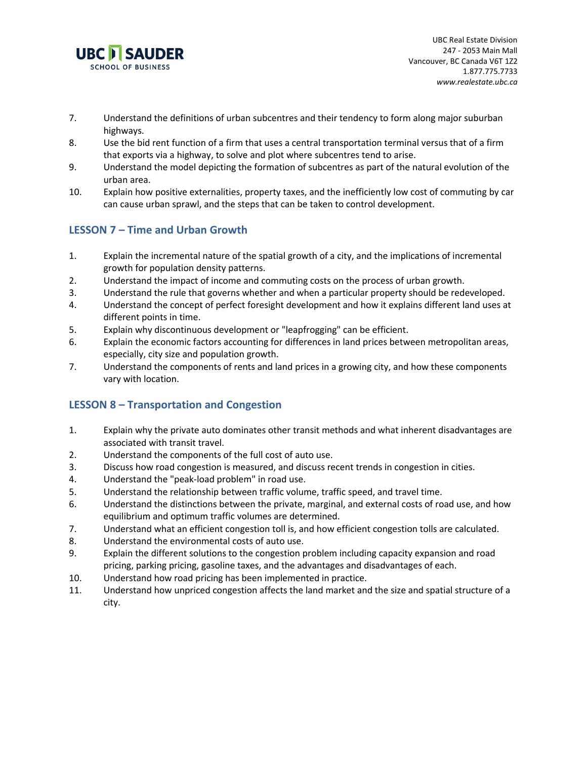7. Understand the definitions of urban subcentres and their tendency to form along major suburban highways.
8. Use the bid rent function of a firm that uses a central transportation terminal versus that of a firm that exports via a highway, to solve and plot where subcentres tend to arise.
9. Understand the model depicting the formation of subcentres as part of the natural evolution of the urban area.
10. Explain how positive externalities, property taxes, and the inefficiently low cost of commuting by car can cause urban sprawl, and the steps that can be taken to control development.

## LESSON 7 – Time and Urban Growth

1. Explain the incremental nature of the spatial growth of a city, and the implications of incremental growth for population density patterns.
2. Understand the impact of income and commuting costs on the process of urban growth.
3. Understand the rule that governs whether and when a particular property should be redeveloped.
4. Understand the concept of perfect foresight development and how it explains different land uses at different points in time.
5. Explain why discontinuous development or "leapfrogging" can be efficient.
6. Explain the economic factors accounting for differences in land prices between metropolitan areas, especially, city size and population growth.
7. Understand the components of rents and land prices in a growing city, and how these components vary with location.

## LESSON 8 – Transportation and Congestion

1. Explain why the private auto dominates other transit methods and what inherent disadvantages are associated with transit travel.
2. Understand the components of the full cost of auto use.
3. Discuss how road congestion is measured, and discuss recent trends in congestion in cities.
4. Understand the "peak-load problem" in road use.
5. Understand the relationship between traffic volume, traffic speed, and travel time.
6. Understand the distinctions between the private, marginal, and external costs of road use, and how equilibrium and optimum traffic volumes are determined.
7. Understand what an efficient congestion toll is, and how efficient congestion tolls are calculated.
8. Understand the environmental costs of auto use.
9. Explain the different solutions to the congestion problem including capacity expansion and road pricing, parking pricing, gasoline taxes, and the advantages and disadvantages of each.
10. Understand how road pricing has been implemented in practice.
11. Understand how unpriced congestion affects the land market and the size and spatial structure of a city.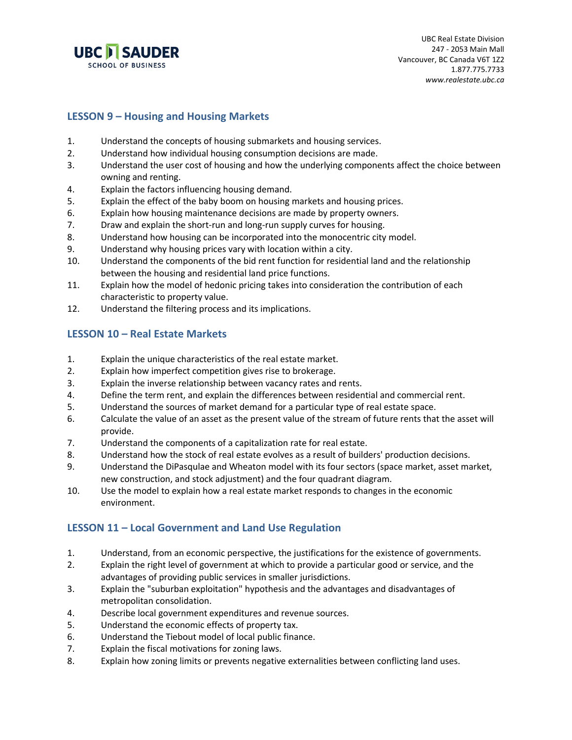## LESSON 9 – Housing and Housing Markets

1. Understand the concepts of housing submarkets and housing services.
2. Understand how individual housing consumption decisions are made.
3. Understand the user cost of housing and how the underlying components affect the choice between owning and renting.
4. Explain the factors influencing housing demand.
5. Explain the effect of the baby boom on housing markets and housing prices.
6. Explain how housing maintenance decisions are made by property owners.
7. Draw and explain the short-run and long-run supply curves for housing.
8. Understand how housing can be incorporated into the monocentric city model.
9. Understand why housing prices vary with location within a city.
10. Understand the components of the bid rent function for residential land and the relationship between the housing and residential land price functions.
11. Explain how the model of hedonic pricing takes into consideration the contribution of each characteristic to property value.
12. Understand the filtering process and its implications.

## LESSON 10 – Real Estate Markets

1. Explain the unique characteristics of the real estate market.
2. Explain how imperfect competition gives rise to brokerage.
3. Explain the inverse relationship between vacancy rates and rents.
4. Define the term rent, and explain the differences between residential and commercial rent.
5. Understand the sources of market demand for a particular type of real estate space.
6. Calculate the value of an asset as the present value of the stream of future rents that the asset will provide.
7. Understand the components of a capitalization rate for real estate.
8. Understand how the stock of real estate evolves as a result of builders' production decisions.
9. Understand the DiPasqulae and Wheaton model with its four sectors (space market, asset market, new construction, and stock adjustment) and the four quadrant diagram.
10. Use the model to explain how a real estate market responds to changes in the economic environment.

## LESSON 11 – Local Government and Land Use Regulation

1. Understand, from an economic perspective, the justifications for the existence of governments.
2. Explain the right level of government at which to provide a particular good or service, and the advantages of providing public services in smaller jurisdictions.
3. Explain the "suburban exploitation" hypothesis and the advantages and disadvantages of metropolitan consolidation.
4. Describe local government expenditures and revenue sources.
5. Understand the economic effects of property tax.
6. Understand the Tiebout model of local public finance.
7. Explain the fiscal motivations for zoning laws.
8. Explain how zoning limits or prevents negative externalities between conflicting land uses.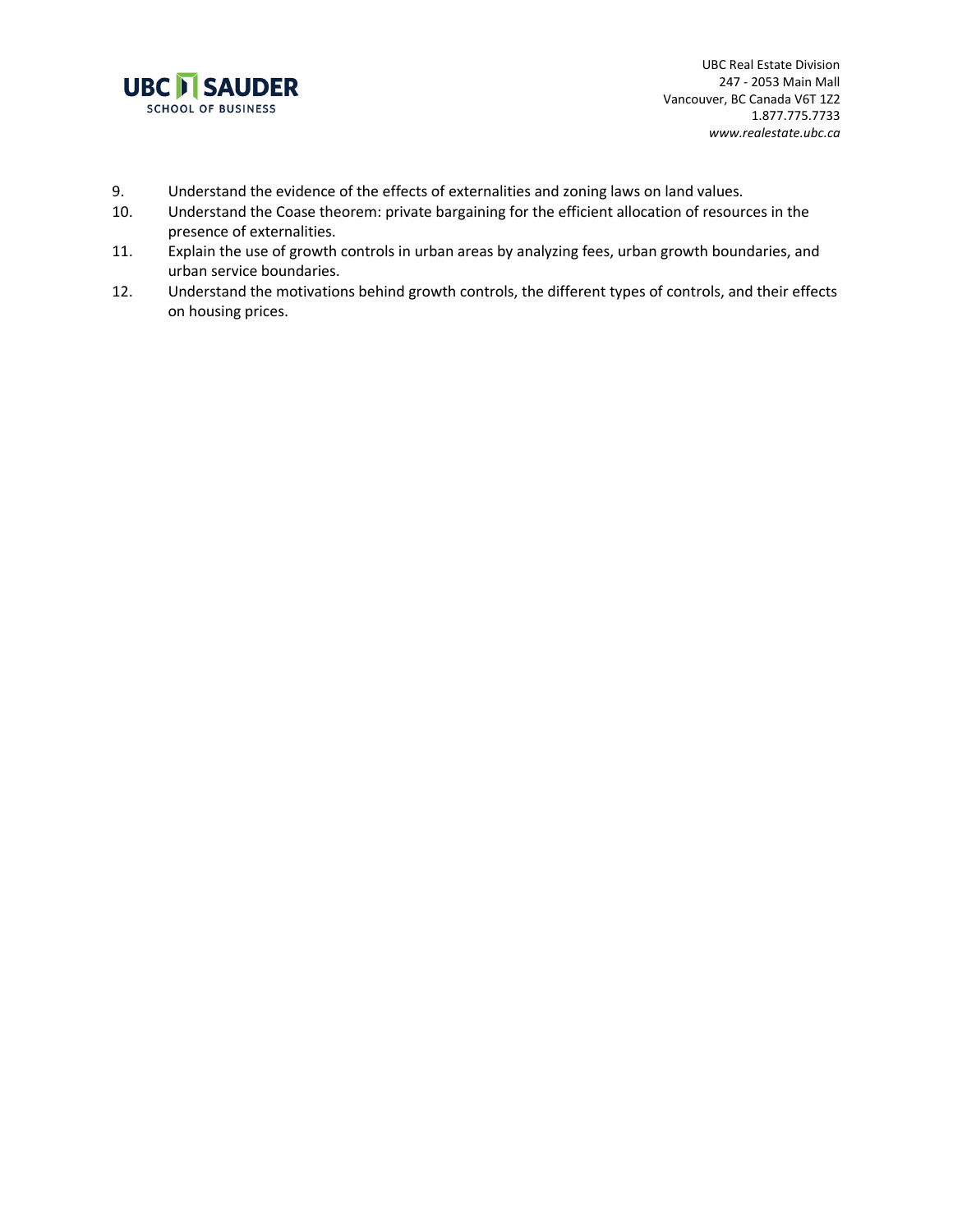9. Understand the evidence of the effects of externalities and zoning laws on land values.
10. Understand the Coase theorem: private bargaining for the efficient allocation of resources in the presence of externalities.
11. Explain the use of growth controls in urban areas by analyzing fees, urban growth boundaries, and urban service boundaries.
12. Understand the motivations behind growth controls, the different types of controls, and their effects on housing prices.